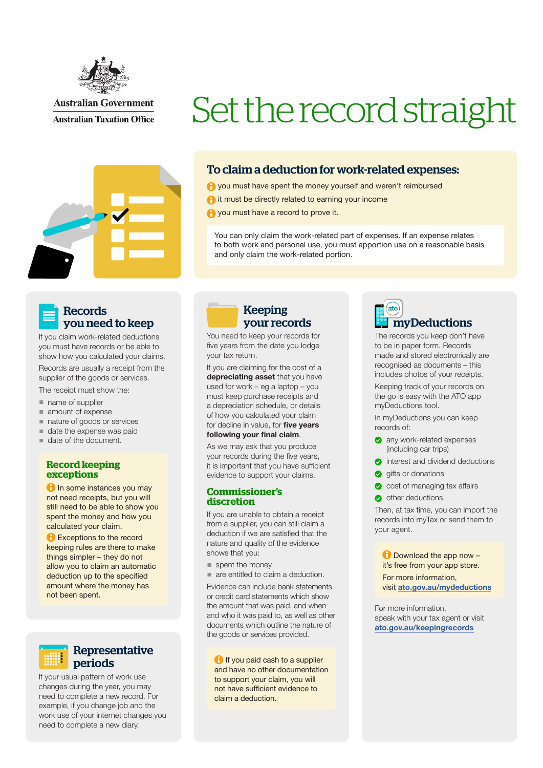Australian Government
Australian Taxation Office

# Set the record straight

## To claim a deduction for work-related expenses:

- you must have spent the money yourself and weren't reimbursed
- it must be directly related to earning your income
- you must have a record to prove it.

You can only claim the work-related part of expenses. If an expense relates to both work and personal use, you must apportion use on a reasonable basis and only claim the work-related portion.

## Records you need to keep

If you claim work-related deductions you must have records or be able to show how you calculated your claims.

Records are usually a receipt from the supplier of the goods or services.

The receipt must show the:

- name of supplier
- amount of expense
- nature of goods or services
- date the expense was paid
- date of the document.

### Record keeping exceptions

In some instances you may not need receipts, but you will still need to be able to show you spent the money and how you calculated your claim.

Exceptions to the record keeping rules are there to make things simpler – they do not allow you to claim an automatic deduction up to the specified amount where the money has not been spent.

## Representative periods

If your usual pattern of work use changes during the year, you may need to complete a new record. For example, if you change job and the work use of your internet changes you need to complete a new diary.

## Keeping your records

You need to keep your records for five years from the date you lodge your tax return.

If you are claiming for the cost of a **depreciating asset** that you have used for work – eg a laptop – you must keep purchase receipts and a depreciation schedule, or details of how you calculated your claim for decline in value, for **five years following your final claim**.

As we may ask that you produce your records during the five years, it is important that you have sufficient evidence to support your claims.

### Commissioner's discretion

If you are unable to obtain a receipt from a supplier, you can still claim a deduction if we are satisfied that the nature and quality of the evidence shows that you:

- spent the money
- are entitled to claim a deduction.

Evidence can include bank statements or credit card statements which show the amount that was paid, and when and who it was paid to, as well as other documents which outline the nature of the goods or services provided.

If you paid cash to a supplier and have no other documentation to support your claim, you will not have sufficient evidence to claim a deduction.

## myDeductions

The records you keep don't have to be in paper form. Records made and stored electronically are recognised as documents – this includes photos of your receipts.

Keeping track of your records on the go is easy with the ATO app myDeductions tool.

In myDeductions you can keep records of:

- any work-related expenses (including car trips)
- interest and dividend deductions
- gifts or donations
- cost of managing tax affairs
- other deductions.

Then, at tax time, you can import the records into myTax or send them to your agent.

Download the app now – it's free from your app store.

For more information, visit ato.gov.au/mydeductions

For more information, speak with your tax agent or visit ato.gov.au/keepingrecords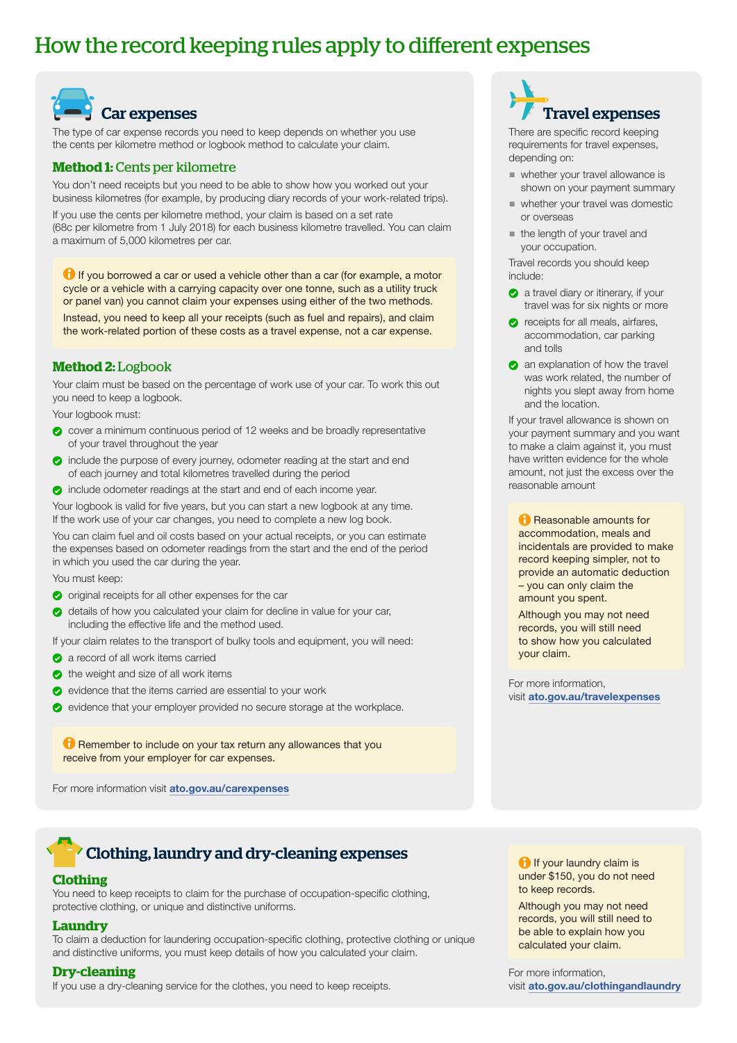# How the record keeping rules apply to different expenses

## Car expenses

The type of car expense records you need to keep depends on whether you use the cents per kilometre method or logbook method to calculate your claim.

### Method 1: Cents per kilometre

You don't need receipts but you need to be able to show how you worked out your business kilometres (for example, by producing diary records of your work-related trips).

If you use the cents per kilometre method, your claim is based on a set rate (68c per kilometre from 1 July 2018) for each business kilometre travelled. You can claim a maximum of 5,000 kilometres per car.

> If you borrowed a car or used a vehicle other than a car (for example, a motor cycle or a vehicle with a carrying capacity over one tonne, such as a utility truck or panel van) you cannot claim your expenses using either of the two methods.
>
> Instead, you need to keep all your receipts (such as fuel and repairs), and claim the work-related portion of these costs as a travel expense, not a car expense.

### Method 2: Logbook

Your claim must be based on the percentage of work use of your car. To work this out you need to keep a logbook.

Your logbook must:

- cover a minimum continuous period of 12 weeks and be broadly representative of your travel throughout the year
- include the purpose of every journey, odometer reading at the start and end of each journey and total kilometres travelled during the period
- include odometer readings at the start and end of each income year.

Your logbook is valid for five years, but you can start a new logbook at any time. If the work use of your car changes, you need to complete a new log book.

You can claim fuel and oil costs based on your actual receipts, or you can estimate the expenses based on odometer readings from the start and the end of the period in which you used the car during the year.

You must keep:

- original receipts for all other expenses for the car
- details of how you calculated your claim for decline in value for your car, including the effective life and the method used.

If your claim relates to the transport of bulky tools and equipment, you will need:

- a record of all work items carried
- the weight and size of all work items
- evidence that the items carried are essential to your work
- evidence that your employer provided no secure storage at the workplace.

> Remember to include on your tax return any allowances that you receive from your employer for car expenses.

For more information visit **ato.gov.au/carexpenses**

## Travel expenses

There are specific record keeping requirements for travel expenses, depending on:

- whether your travel allowance is shown on your payment summary
- whether your travel was domestic or overseas
- the length of your travel and your occupation.

Travel records you should keep include:

- a travel diary or itinerary, if your travel was for six nights or more
- receipts for all meals, airfares, accommodation, car parking and tolls
- an explanation of how the travel was work related, the number of nights you slept away from home and the location.

If your travel allowance is shown on your payment summary and you want to make a claim against it, you must have written evidence for the whole amount, not just the excess over the reasonable amount

> Reasonable amounts for accommodation, meals and incidentals are provided to make record keeping simpler, not to provide an automatic deduction – you can only claim the amount you spent.
>
> Although you may not need records, you will still need to show how you calculated your claim.

For more information, visit **ato.gov.au/travelexpenses**

## Clothing, laundry and dry-cleaning expenses

### Clothing

You need to keep receipts to claim for the purchase of occupation-specific clothing, protective clothing, or unique and distinctive uniforms.

### Laundry

To claim a deduction for laundering occupation-specific clothing, protective clothing or unique and distinctive uniforms, you must keep details of how you calculated your claim.

### Dry-cleaning

If you use a dry-cleaning service for the clothes, you need to keep receipts.

> If your laundry claim is under $150, you do not need to keep records.
>
> Although you may not need records, you will still need to be able to explain how you calculated your claim.

For more information, visit **ato.gov.au/clothingandlaundry**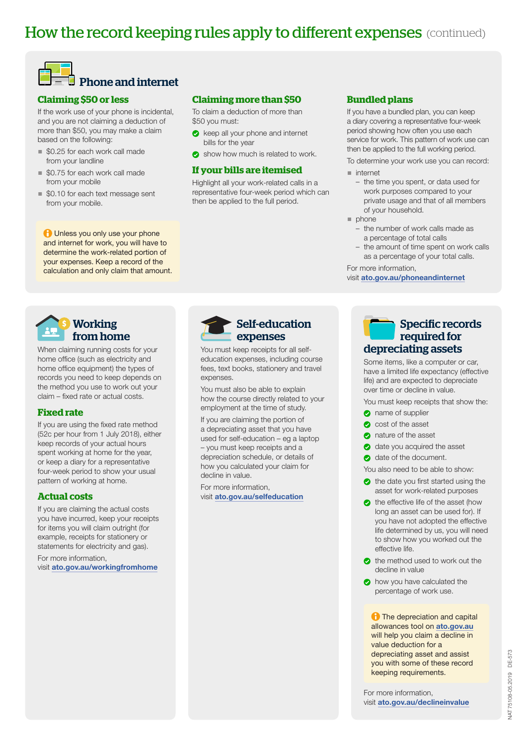# How the record keeping rules apply to different expenses (continued)

## Phone and internet

### Claiming $50 or less

If the work use of your phone is incidental, and you are not claiming a deduction of more than $50, you may make a claim based on the following:

- $0.25 for each work call made from your landline
- $0.75 for each work call made from your mobile
- $0.10 for each text message sent from your mobile.

Unless you only use your phone and internet for work, you will have to determine the work-related portion of your expenses. Keep a record of the calculation and only claim that amount.

### Claiming more than $50

To claim a deduction of more than $50 you must:

- keep all your phone and internet bills for the year
- show how much is related to work.

### If your bills are itemised

Highlight all your work-related calls in a representative four-week period which can then be applied to the full period.

### Bundled plans

If you have a bundled plan, you can keep a diary covering a representative four-week period showing how often you use each service for work. This pattern of work use can then be applied to the full working period.

To determine your work use you can record:

- internet
  - the time you spent, or data used for work purposes compared to your private usage and that of all members of your household.
- phone
  - the number of work calls made as a percentage of total calls
  - the amount of time spent on work calls as a percentage of your total calls.

For more information, visit **ato.gov.au/phoneandinternet**

## Working from home

When claiming running costs for your home office (such as electricity and home office equipment) the types of records you need to keep depends on the method you use to work out your claim – fixed rate or actual costs.

### Fixed rate

If you are using the fixed rate method (52c per hour from 1 July 2018), either keep records of your actual hours spent working at home for the year, or keep a diary for a representative four-week period to show your usual pattern of working at home.

### Actual costs

If you are claiming the actual costs you have incurred, keep your receipts for items you will claim outright (for example, receipts for stationery or statements for electricity and gas).

For more information, visit **ato.gov.au/workingfromhome**

## Self-education expenses

You must keep receipts for all self-education expenses, including course fees, text books, stationery and travel expenses.

You must also be able to explain how the course directly related to your employment at the time of study.

If you are claiming the portion of a depreciating asset that you have used for self-education – eg a laptop – you must keep receipts and a depreciation schedule, or details of how you calculated your claim for decline in value.

For more information, visit **ato.gov.au/selfeducation**

## Specific records required for depreciating assets

Some items, like a computer or car, have a limited life expectancy (effective life) and are expected to depreciate over time or decline in value.

You must keep receipts that show the:

- name of supplier
- cost of the asset
- nature of the asset
- date you acquired the asset
- date of the document.

You also need to be able to show:

- the date you first started using the asset for work-related purposes
- the effective life of the asset (how long an asset can be used for). If you have not adopted the effective life determined by us, you will need to show how you worked out the effective life.
- the method used to work out the decline in value
- how you have calculated the percentage of work use.

The depreciation and capital allowances tool on **ato.gov.au** will help you claim a decline in value deduction for a depreciating asset and assist you with some of these record keeping requirements.

For more information, visit **ato.gov.au/declineinvalue**

NAT 75108-05.2019 DE-573